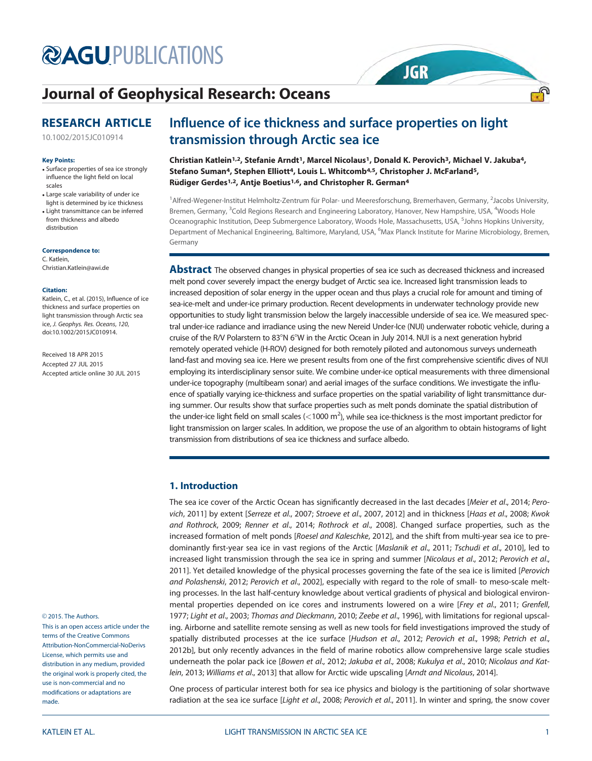# Journal of Geophysical Research: Oceans

## RESEARCH ARTICLE

10.1002/2015JC010914

**Key Points:**

- Surface properties of sea ice strongly influence the light field on local scales
- Large scale variability of under ice light is determined by ice thickness
- Light transmittance can be inferred from thickness and albedo distribution

**Correspondence to:**

C. Katlein,
Christian.Katlein@awi.de

**Citation:**

Katlein, C., et al. (2015), Influence of ice thickness and surface properties on light transmission through Arctic sea ice, *J. Geophys. Res. Oceans*, *120*, doi:10.1002/2015JC010914.

Received 18 APR 2015
Accepted 27 JUL 2015
Accepted article online 30 JUL 2015

© 2015. The Authors.

This is an open access article under the terms of the Creative Commons Attribution-NonCommercial-NoDerivs License, which permits use and distribution in any medium, provided the original work is properly cited, the use is non-commercial and no modifications or adaptations are made.

# Influence of ice thickness and surface properties on light transmission through Arctic sea ice

**Christian Katlein[1,2], Stefanie Arndt[1], Marcel Nicolaus[1], Donald K. Perovich[3], Michael V. Jakuba[4], Stefano Suman[4], Stephen Elliott[4], Louis L. Whitcomb[4,5], Christopher J. McFarland[5], Rüdiger Gerdes[1,2], Antje Boetius[1,6], and Christopher R. German[4]**

[1]Alfred-Wegener-Institut Helmholtz-Zentrum für Polar- und Meeresforschung, Bremerhaven, Germany, [2]Jacobs University, Bremen, Germany, [3]Cold Regions Research and Engineering Laboratory, Hanover, New Hampshire, USA, [4]Woods Hole Oceanographic Institution, Deep Submergence Laboratory, Woods Hole, Massachusetts, USA, [5]Johns Hopkins University, Department of Mechanical Engineering, Baltimore, Maryland, USA, [6]Max Planck Institute for Marine Microbiology, Bremen, Germany

**Abstract** The observed changes in physical properties of sea ice such as decreased thickness and increased melt pond cover severely impact the energy budget of Arctic sea ice. Increased light transmission leads to increased deposition of solar energy in the upper ocean and thus plays a crucial role for amount and timing of sea-ice-melt and under-ice primary production. Recent developments in underwater technology provide new opportunities to study light transmission below the largely inaccessible underside of sea ice. We measured spectral under-ice radiance and irradiance using the new Nereid Under-Ice (NUI) underwater robotic vehicle, during a cruise of the R/V Polarstern to 83°N 6°W in the Arctic Ocean in July 2014. NUI is a next generation hybrid remotely operated vehicle (H-ROV) designed for both remotely piloted and autonomous surveys underneath land-fast and moving sea ice. Here we present results from one of the first comprehensive scientific dives of NUI employing its interdisciplinary sensor suite. We combine under-ice optical measurements with three dimensional under-ice topography (multibeam sonar) and aerial images of the surface conditions. We investigate the influence of spatially varying ice-thickness and surface properties on the spatial variability of light transmittance during summer. Our results show that surface properties such as melt ponds dominate the spatial distribution of the under-ice light field on small scales (<1000 m$^2$), while sea ice-thickness is the most important predictor for light transmission on larger scales. In addition, we propose the use of an algorithm to obtain histograms of light transmission from distributions of sea ice thickness and surface albedo.

## 1. Introduction

The sea ice cover of the Arctic Ocean has significantly decreased in the last decades [*Meier et al.*, 2014; *Perovich*, 2011] by extent [*Serreze et al.*, 2007; *Stroeve et al.*, 2007, 2012] and in thickness [*Haas et al.*, 2008; *Kwok and Rothrock*, 2009; *Renner et al.*, 2014; *Rothrock et al.*, 2008]. Changed surface properties, such as the increased formation of melt ponds [*Roesel and Kaleschke*, 2012], and the shift from multi-year sea ice to predominantly first-year sea ice in vast regions of the Arctic [*Maslanik et al.*, 2011; *Tschudi et al.*, 2010], led to increased light transmission through the sea ice in spring and summer [*Nicolaus et al.*, 2012; *Perovich et al.*, 2011]. Yet detailed knowledge of the physical processes governing the fate of the sea ice is limited [*Perovich and Polashenski*, 2012; *Perovich et al.*, 2002], especially with regard to the role of small- to meso-scale melting processes. In the last half-century knowledge about vertical gradients of physical and biological environmental properties depended on ice cores and instruments lowered on a wire [*Frey et al.*, 2011; *Grenfell*, 1977; *Light et al.*, 2003; *Thomas and Dieckmann*, 2010; *Zeebe et al.*, 1996], with limitations for regional upscaling. Airborne and satellite remote sensing as well as new tools for field investigations improved the study of spatially distributed processes at the ice surface [*Hudson et al.*, 2012; *Perovich et al.*, 1998; *Petrich et al.*, 2012b], but only recently advances in the field of marine robotics allow comprehensive large scale studies underneath the polar pack ice [*Bowen et al.*, 2012; *Jakuba et al.*, 2008; *Kukulya et al.*, 2010; *Nicolaus and Katlein*, 2013; *Williams et al.*, 2013] that allow for Arctic wide upscaling [*Arndt and Nicolaus*, 2014].

One process of particular interest both for sea ice physics and biology is the partitioning of solar shortwave radiation at the sea ice surface [*Light et al.*, 2008; *Perovich et al.*, 2011]. In winter and spring, the snow cover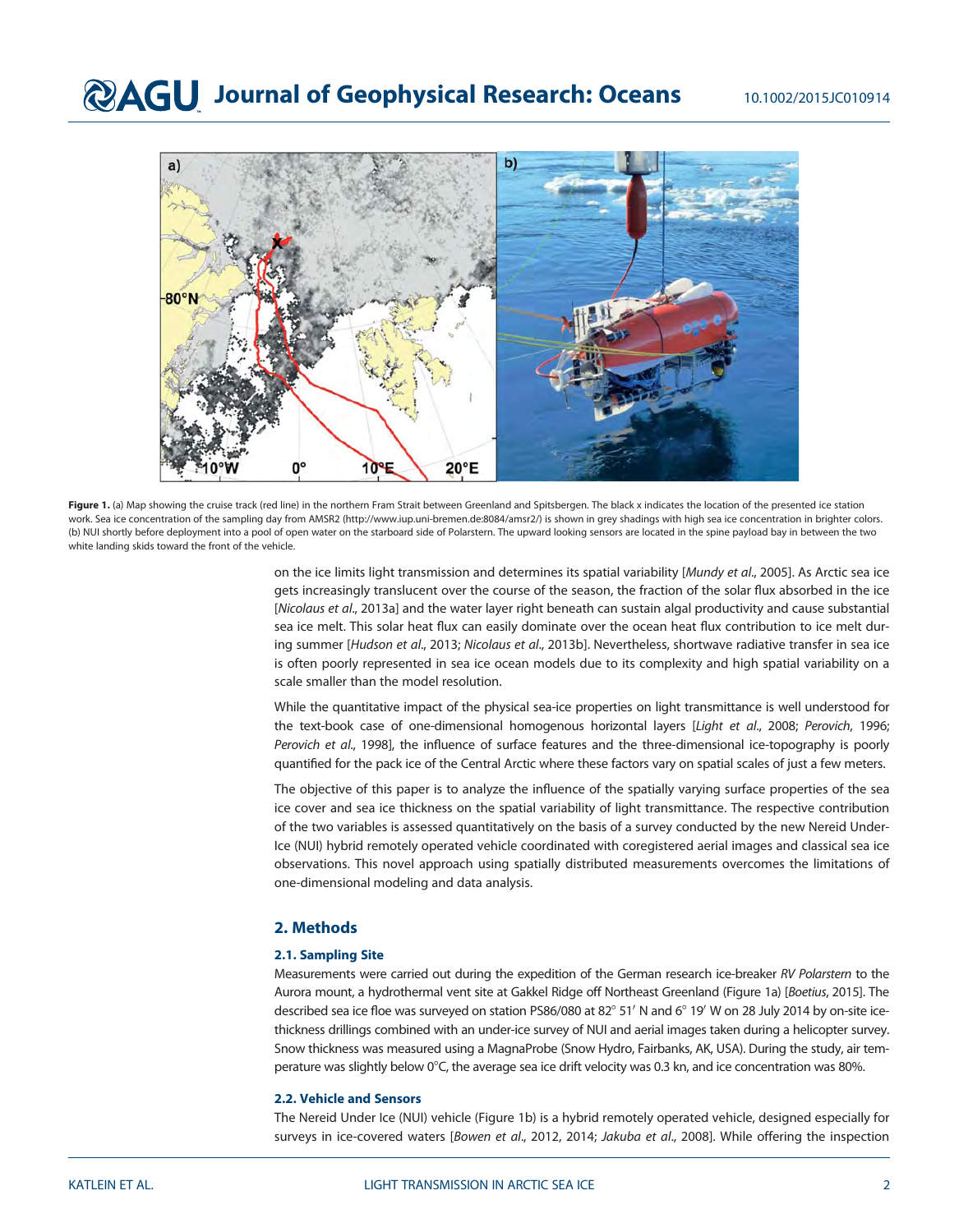**Figure 1.** (a) Map showing the cruise track (red line) in the northern Fram Strait between Greenland and Spitsbergen. The black x indicates the location of the presented ice station work. Sea ice concentration of the sampling day from AMSR2 (http://www.iup.uni-bremen.de:8084/amsr2/) is shown in grey shadings with high sea ice concentration in brighter colors. (b) NUI shortly before deployment into a pool of open water on the starboard side of Polarstern. The upward looking sensors are located in the spine payload bay in between the two white landing skids toward the front of the vehicle.

on the ice limits light transmission and determines its spatial variability [*Mundy et al*., 2005]. As Arctic sea ice gets increasingly translucent over the course of the season, the fraction of the solar flux absorbed in the ice [*Nicolaus et al*., 2013a] and the water layer right beneath can sustain algal productivity and cause substantial sea ice melt. This solar heat flux can easily dominate over the ocean heat flux contribution to ice melt during summer [*Hudson et al*., 2013; *Nicolaus et al*., 2013b]. Nevertheless, shortwave radiative transfer in sea ice is often poorly represented in sea ice ocean models due to its complexity and high spatial variability on a scale smaller than the model resolution.

While the quantitative impact of the physical sea-ice properties on light transmittance is well understood for the text-book case of one-dimensional homogenous horizontal layers [*Light et al*., 2008; *Perovich*, 1996; *Perovich et al*., 1998], the influence of surface features and the three-dimensional ice-topography is poorly quantified for the pack ice of the Central Arctic where these factors vary on spatial scales of just a few meters.

The objective of this paper is to analyze the influence of the spatially varying surface properties of the sea ice cover and sea ice thickness on the spatial variability of light transmittance. The respective contribution of the two variables is assessed quantitatively on the basis of a survey conducted by the new Nereid Under-Ice (NUI) hybrid remotely operated vehicle coordinated with coregistered aerial images and classical sea ice observations. This novel approach using spatially distributed measurements overcomes the limitations of one-dimensional modeling and data analysis.

## 2. Methods

### 2.1. Sampling Site

Measurements were carried out during the expedition of the German research ice-breaker *RV Polarstern* to the Aurora mount, a hydrothermal vent site at Gakkel Ridge off Northeast Greenland (Figure 1a) [*Boetius*, 2015]. The described sea ice floe was surveyed on station PS86/080 at 82° 51′ N and 6° 19′ W on 28 July 2014 by on-site ice-thickness drillings combined with an under-ice survey of NUI and aerial images taken during a helicopter survey. Snow thickness was measured using a MagnaProbe (Snow Hydro, Fairbanks, AK, USA). During the study, air temperature was slightly below 0°C, the average sea ice drift velocity was 0.3 kn, and ice concentration was 80%.

### 2.2. Vehicle and Sensors

The Nereid Under Ice (NUI) vehicle (Figure 1b) is a hybrid remotely operated vehicle, designed especially for surveys in ice-covered waters [*Bowen et al*., 2012, 2014; *Jakuba et al*., 2008]. While offering the inspection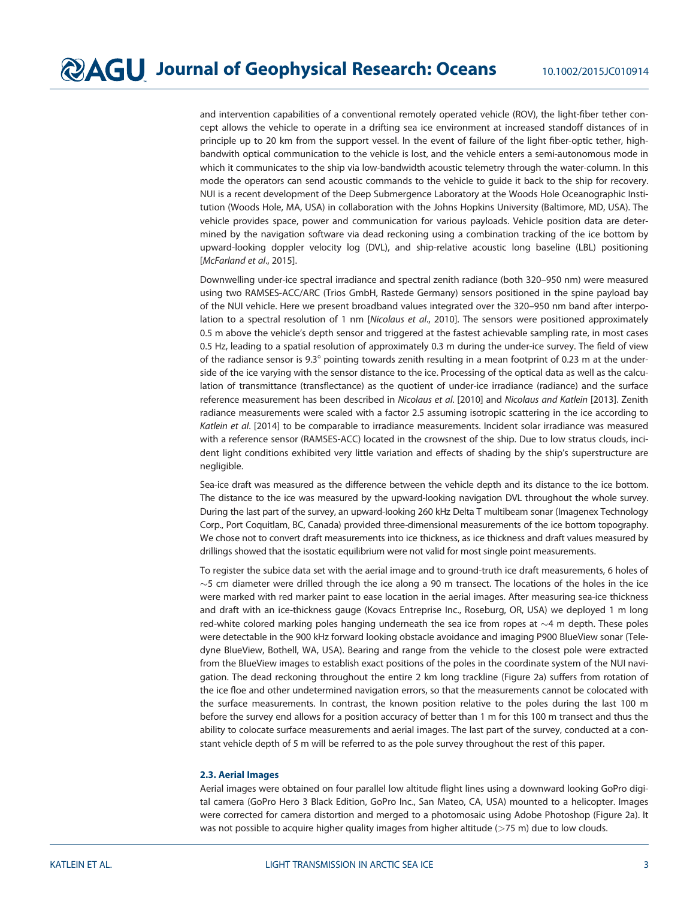and intervention capabilities of a conventional remotely operated vehicle (ROV), the light-fiber tether concept allows the vehicle to operate in a drifting sea ice environment at increased standoff distances of in principle up to 20 km from the support vessel. In the event of failure of the light fiber-optic tether, highbandwith optical communication to the vehicle is lost, and the vehicle enters a semi-autonomous mode in which it communicates to the ship via low-bandwidth acoustic telemetry through the water-column. In this mode the operators can send acoustic commands to the vehicle to guide it back to the ship for recovery. NUI is a recent development of the Deep Submergence Laboratory at the Woods Hole Oceanographic Institution (Woods Hole, MA, USA) in collaboration with the Johns Hopkins University (Baltimore, MD, USA). The vehicle provides space, power and communication for various payloads. Vehicle position data are determined by the navigation software via dead reckoning using a combination tracking of the ice bottom by upward-looking doppler velocity log (DVL), and ship-relative acoustic long baseline (LBL) positioning [*McFarland et al*., 2015].

Downwelling under-ice spectral irradiance and spectral zenith radiance (both 320–950 nm) were measured using two RAMSES-ACC/ARC (Trios GmbH, Rastede Germany) sensors positioned in the spine payload bay of the NUI vehicle. Here we present broadband values integrated over the 320–950 nm band after interpolation to a spectral resolution of 1 nm [*Nicolaus et al*., 2010]. The sensors were positioned approximately 0.5 m above the vehicle's depth sensor and triggered at the fastest achievable sampling rate, in most cases 0.5 Hz, leading to a spatial resolution of approximately 0.3 m during the under-ice survey. The field of view of the radiance sensor is 9.3° pointing towards zenith resulting in a mean footprint of 0.23 m at the underside of the ice varying with the sensor distance to the ice. Processing of the optical data as well as the calculation of transmittance (transflectance) as the quotient of under-ice irradiance (radiance) and the surface reference measurement has been described in *Nicolaus et al*. [2010] and *Nicolaus and Katlein* [2013]. Zenith radiance measurements were scaled with a factor 2.5 assuming isotropic scattering in the ice according to *Katlein et al*. [2014] to be comparable to irradiance measurements. Incident solar irradiance was measured with a reference sensor (RAMSES-ACC) located in the crowsnest of the ship. Due to low stratus clouds, incident light conditions exhibited very little variation and effects of shading by the ship's superstructure are negligible.

Sea-ice draft was measured as the difference between the vehicle depth and its distance to the ice bottom. The distance to the ice was measured by the upward-looking navigation DVL throughout the whole survey. During the last part of the survey, an upward-looking 260 kHz Delta T multibeam sonar (Imagenex Technology Corp., Port Coquitlam, BC, Canada) provided three-dimensional measurements of the ice bottom topography. We chose not to convert draft measurements into ice thickness, as ice thickness and draft values measured by drillings showed that the isostatic equilibrium were not valid for most single point measurements.

To register the subice data set with the aerial image and to ground-truth ice draft measurements, 6 holes of ~5 cm diameter were drilled through the ice along a 90 m transect. The locations of the holes in the ice were marked with red marker paint to ease location in the aerial images. After measuring sea-ice thickness and draft with an ice-thickness gauge (Kovacs Entreprise Inc., Roseburg, OR, USA) we deployed 1 m long red-white colored marking poles hanging underneath the sea ice from ropes at ~4 m depth. These poles were detectable in the 900 kHz forward looking obstacle avoidance and imaging P900 BlueView sonar (Teledyne BlueView, Bothell, WA, USA). Bearing and range from the vehicle to the closest pole were extracted from the BlueView images to establish exact positions of the poles in the coordinate system of the NUI navigation. The dead reckoning throughout the entire 2 km long trackline (Figure 2a) suffers from rotation of the ice floe and other undetermined navigation errors, so that the measurements cannot be colocated with the surface measurements. In contrast, the known position relative to the poles during the last 100 m before the survey end allows for a position accuracy of better than 1 m for this 100 m transect and thus the ability to colocate surface measurements and aerial images. The last part of the survey, conducted at a constant vehicle depth of 5 m will be referred to as the pole survey throughout the rest of this paper.

### 2.3. Aerial Images

Aerial images were obtained on four parallel low altitude flight lines using a downward looking GoPro digital camera (GoPro Hero 3 Black Edition, GoPro Inc., San Mateo, CA, USA) mounted to a helicopter. Images were corrected for camera distortion and merged to a photomosaic using Adobe Photoshop (Figure 2a). It was not possible to acquire higher quality images from higher altitude (>75 m) due to low clouds.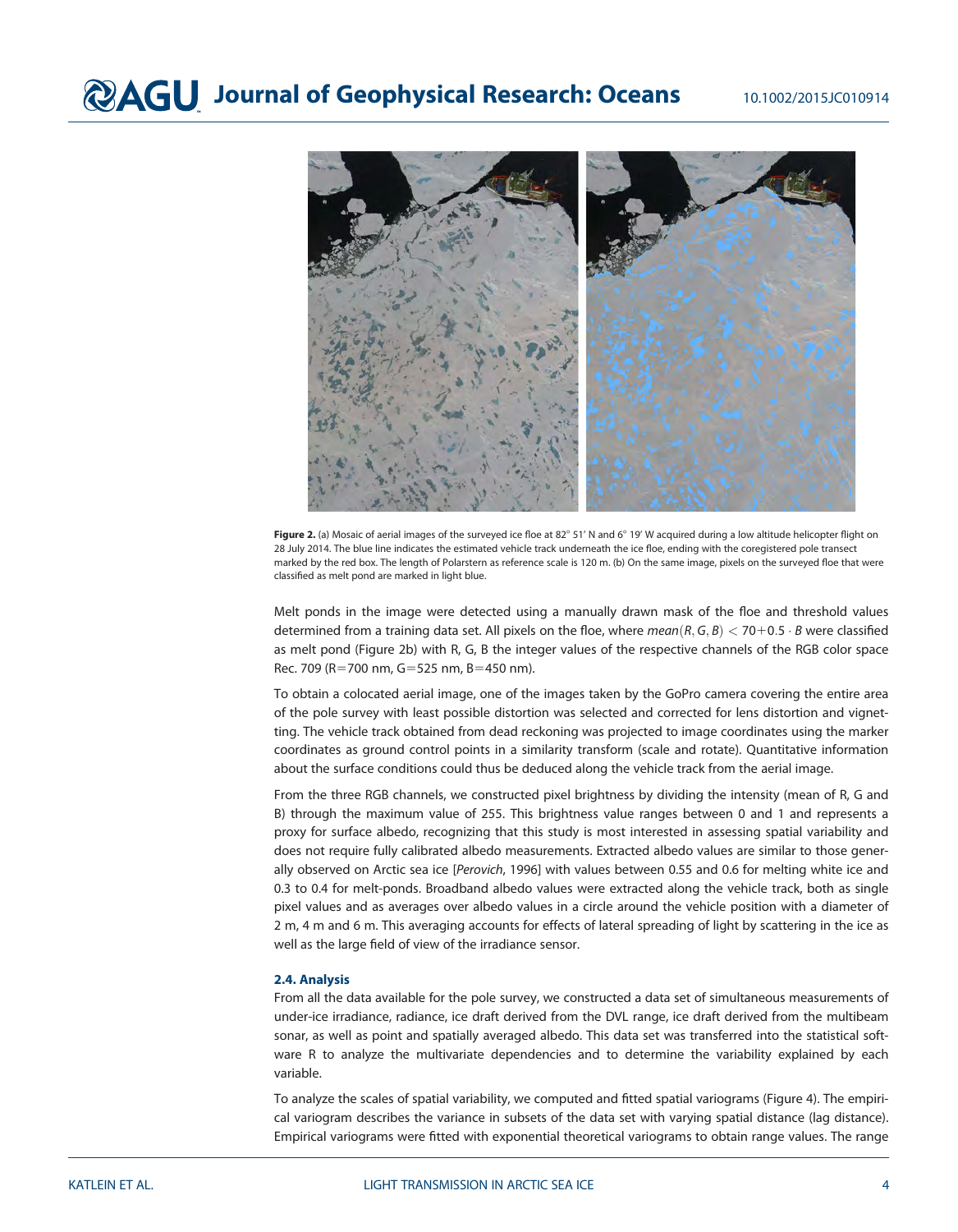**Figure 2.** (a) Mosaic of aerial images of the surveyed ice floe at 82° 51′ N and 6° 19′ W acquired during a low altitude helicopter flight on 28 July 2014. The blue line indicates the estimated vehicle track underneath the ice floe, ending with the coregistered pole transect marked by the red box. The length of Polarstern as reference scale is 120 m. (b) On the same image, pixels on the surveyed floe that were classified as melt pond are marked in light blue.

Melt ponds in the image were detected using a manually drawn mask of the floe and threshold values determined from a training data set. All pixels on the floe, where $mean(R, G, B) < 70+0.5 \cdot B$ were classified as melt pond (Figure 2b) with R, G, B the integer values of the respective channels of the RGB color space Rec. 709 (R=700 nm, G=525 nm, B=450 nm).

To obtain a colocated aerial image, one of the images taken by the GoPro camera covering the entire area of the pole survey with least possible distortion was selected and corrected for lens distortion and vignetting. The vehicle track obtained from dead reckoning was projected to image coordinates using the marker coordinates as ground control points in a similarity transform (scale and rotate). Quantitative information about the surface conditions could thus be deduced along the vehicle track from the aerial image.

From the three RGB channels, we constructed pixel brightness by dividing the intensity (mean of R, G and B) through the maximum value of 255. This brightness value ranges between 0 and 1 and represents a proxy for surface albedo, recognizing that this study is most interested in assessing spatial variability and does not require fully calibrated albedo measurements. Extracted albedo values are similar to those generally observed on Arctic sea ice [*Perovich*, 1996] with values between 0.55 and 0.6 for melting white ice and 0.3 to 0.4 for melt-ponds. Broadband albedo values were extracted along the vehicle track, both as single pixel values and as averages over albedo values in a circle around the vehicle position with a diameter of 2 m, 4 m and 6 m. This averaging accounts for effects of lateral spreading of light by scattering in the ice as well as the large field of view of the irradiance sensor.

### 2.4. Analysis

From all the data available for the pole survey, we constructed a data set of simultaneous measurements of under-ice irradiance, radiance, ice draft derived from the DVL range, ice draft derived from the multibeam sonar, as well as point and spatially averaged albedo. This data set was transferred into the statistical software R to analyze the multivariate dependencies and to determine the variability explained by each variable.

To analyze the scales of spatial variability, we computed and fitted spatial variograms (Figure 4). The empirical variogram describes the variance in subsets of the data set with varying spatial distance (lag distance). Empirical variograms were fitted with exponential theoretical variograms to obtain range values. The range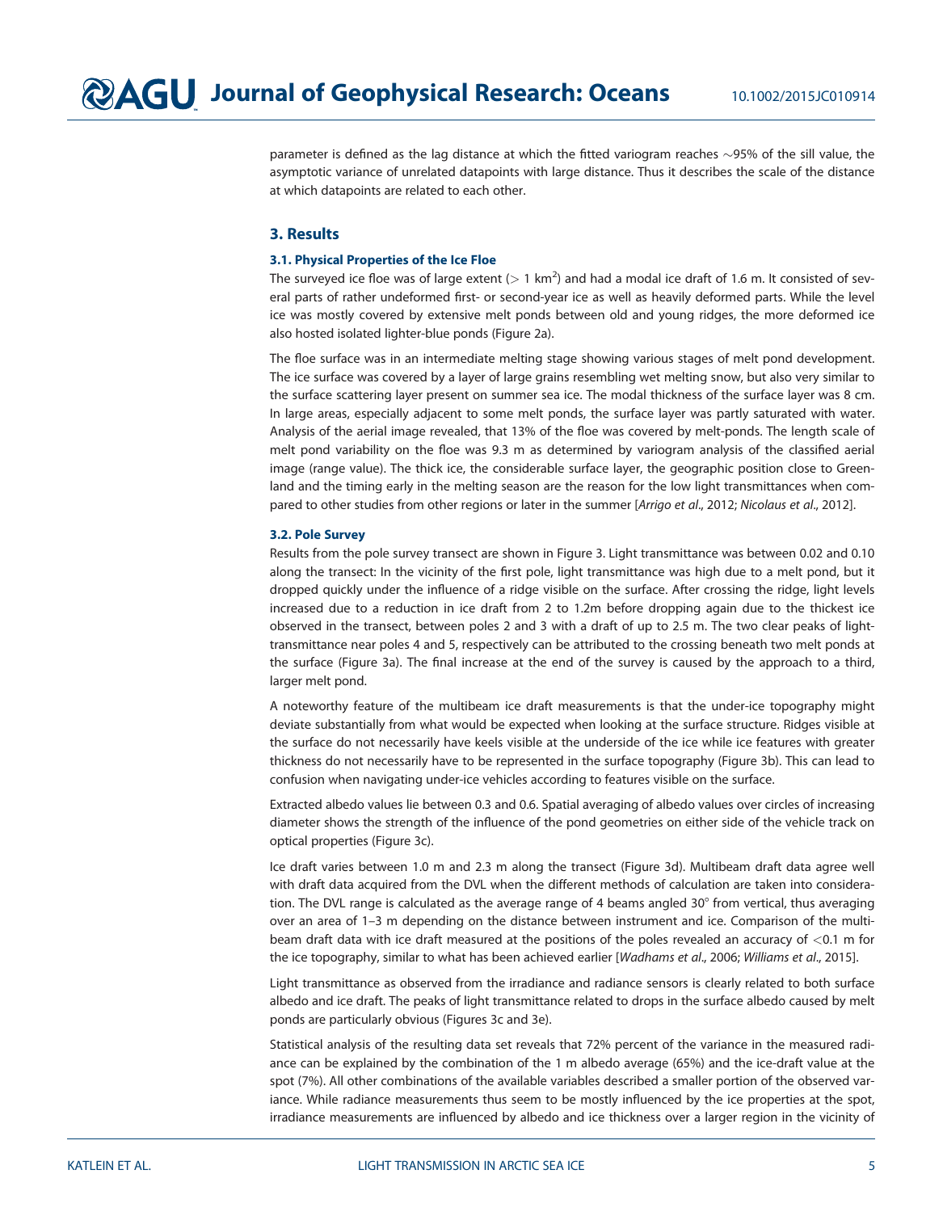parameter is defined as the lag distance at which the fitted variogram reaches ~95% of the sill value, the asymptotic variance of unrelated datapoints with large distance. Thus it describes the scale of the distance at which datapoints are related to each other.

## 3. Results

### 3.1. Physical Properties of the Ice Floe

The surveyed ice floe was of large extent (> 1 $km^2$) and had a modal ice draft of 1.6 m. It consisted of several parts of rather undeformed first- or second-year ice as well as heavily deformed parts. While the level ice was mostly covered by extensive melt ponds between old and young ridges, the more deformed ice also hosted isolated lighter-blue ponds (Figure 2a).

The floe surface was in an intermediate melting stage showing various stages of melt pond development. The ice surface was covered by a layer of large grains resembling wet melting snow, but also very similar to the surface scattering layer present on summer sea ice. The modal thickness of the surface layer was 8 cm. In large areas, especially adjacent to some melt ponds, the surface layer was partly saturated with water. Analysis of the aerial image revealed, that 13% of the floe was covered by melt-ponds. The length scale of melt pond variability on the floe was 9.3 m as determined by variogram analysis of the classified aerial image (range value). The thick ice, the considerable surface layer, the geographic position close to Greenland and the timing early in the melting season are the reason for the low light transmittances when compared to other studies from other regions or later in the summer [*Arrigo et al*., 2012; *Nicolaus et al*., 2012].

### 3.2. Pole Survey

Results from the pole survey transect are shown in Figure 3. Light transmittance was between 0.02 and 0.10 along the transect: In the vicinity of the first pole, light transmittance was high due to a melt pond, but it dropped quickly under the influence of a ridge visible on the surface. After crossing the ridge, light levels increased due to a reduction in ice draft from 2 to 1.2m before dropping again due to the thickest ice observed in the transect, between poles 2 and 3 with a draft of up to 2.5 m. The two clear peaks of light-transmittance near poles 4 and 5, respectively can be attributed to the crossing beneath two melt ponds at the surface (Figure 3a). The final increase at the end of the survey is caused by the approach to a third, larger melt pond.

A noteworthy feature of the multibeam ice draft measurements is that the under-ice topography might deviate substantially from what would be expected when looking at the surface structure. Ridges visible at the surface do not necessarily have keels visible at the underside of the ice while ice features with greater thickness do not necessarily have to be represented in the surface topography (Figure 3b). This can lead to confusion when navigating under-ice vehicles according to features visible on the surface.

Extracted albedo values lie between 0.3 and 0.6. Spatial averaging of albedo values over circles of increasing diameter shows the strength of the influence of the pond geometries on either side of the vehicle track on optical properties (Figure 3c).

Ice draft varies between 1.0 m and 2.3 m along the transect (Figure 3d). Multibeam draft data agree well with draft data acquired from the DVL when the different methods of calculation are taken into consideration. The DVL range is calculated as the average range of 4 beams angled 30° from vertical, thus averaging over an area of 1–3 m depending on the distance between instrument and ice. Comparison of the multibeam draft data with ice draft measured at the positions of the poles revealed an accuracy of <0.1 m for the ice topography, similar to what has been achieved earlier [*Wadhams et al*., 2006; *Williams et al*., 2015].

Light transmittance as observed from the irradiance and radiance sensors is clearly related to both surface albedo and ice draft. The peaks of light transmittance related to drops in the surface albedo caused by melt ponds are particularly obvious (Figures 3c and 3e).

Statistical analysis of the resulting data set reveals that 72% percent of the variance in the measured radiance can be explained by the combination of the 1 m albedo average (65%) and the ice-draft value at the spot (7%). All other combinations of the available variables described a smaller portion of the observed variance. While radiance measurements thus seem to be mostly influenced by the ice properties at the spot, irradiance measurements are influenced by albedo and ice thickness over a larger region in the vicinity of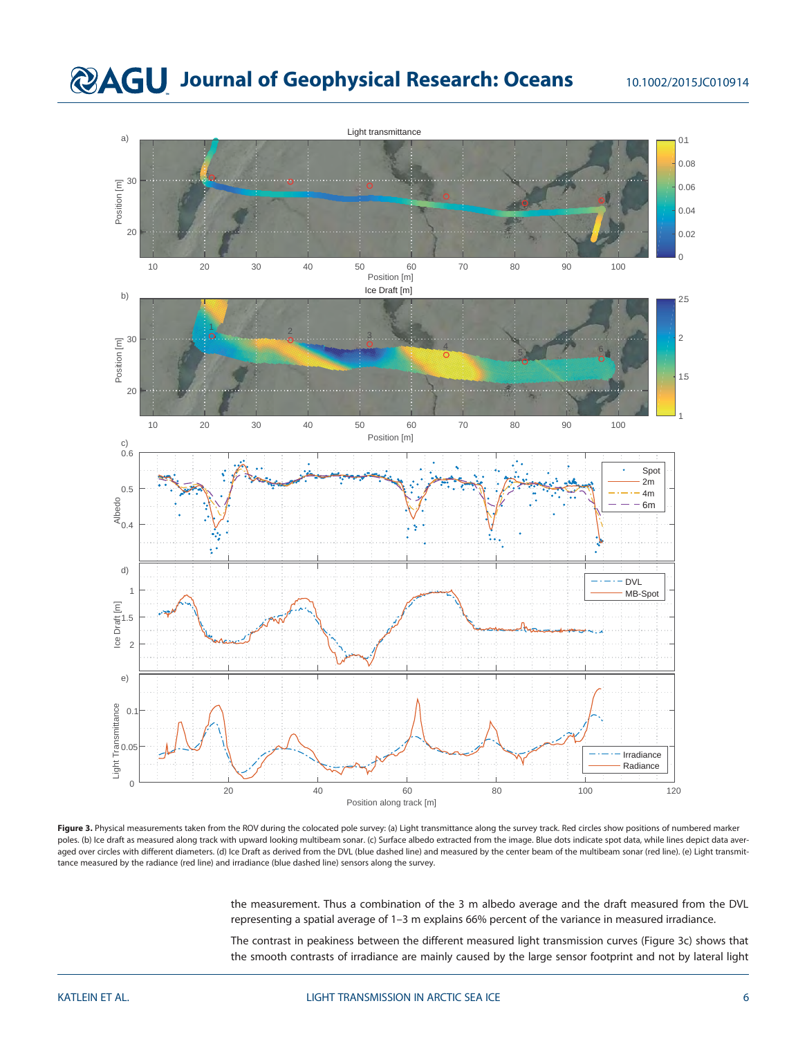**Figure 3.** Physical measurements taken from the ROV during the colocated pole survey: (a) Light transmittance along the survey track. Red circles show positions of numbered marker poles. (b) Ice draft as measured along track with upward looking multibeam sonar. (c) Surface albedo extracted from the image. Blue dots indicate spot data, while lines depict data averaged over circles with different diameters. (d) Ice Draft as derived from the DVL (blue dashed line) and measured by the center beam of the multibeam sonar (red line). (e) Light transmittance measured by the radiance (red line) and irradiance (blue dashed line) sensors along the survey.

the measurement. Thus a combination of the 3 m albedo average and the draft measured from the DVL representing a spatial average of 1–3 m explains 66% percent of the variance in measured irradiance.

The contrast in peakiness between the different measured light transmission curves (Figure 3c) shows that the smooth contrasts of irradiance are mainly caused by the large sensor footprint and not by lateral light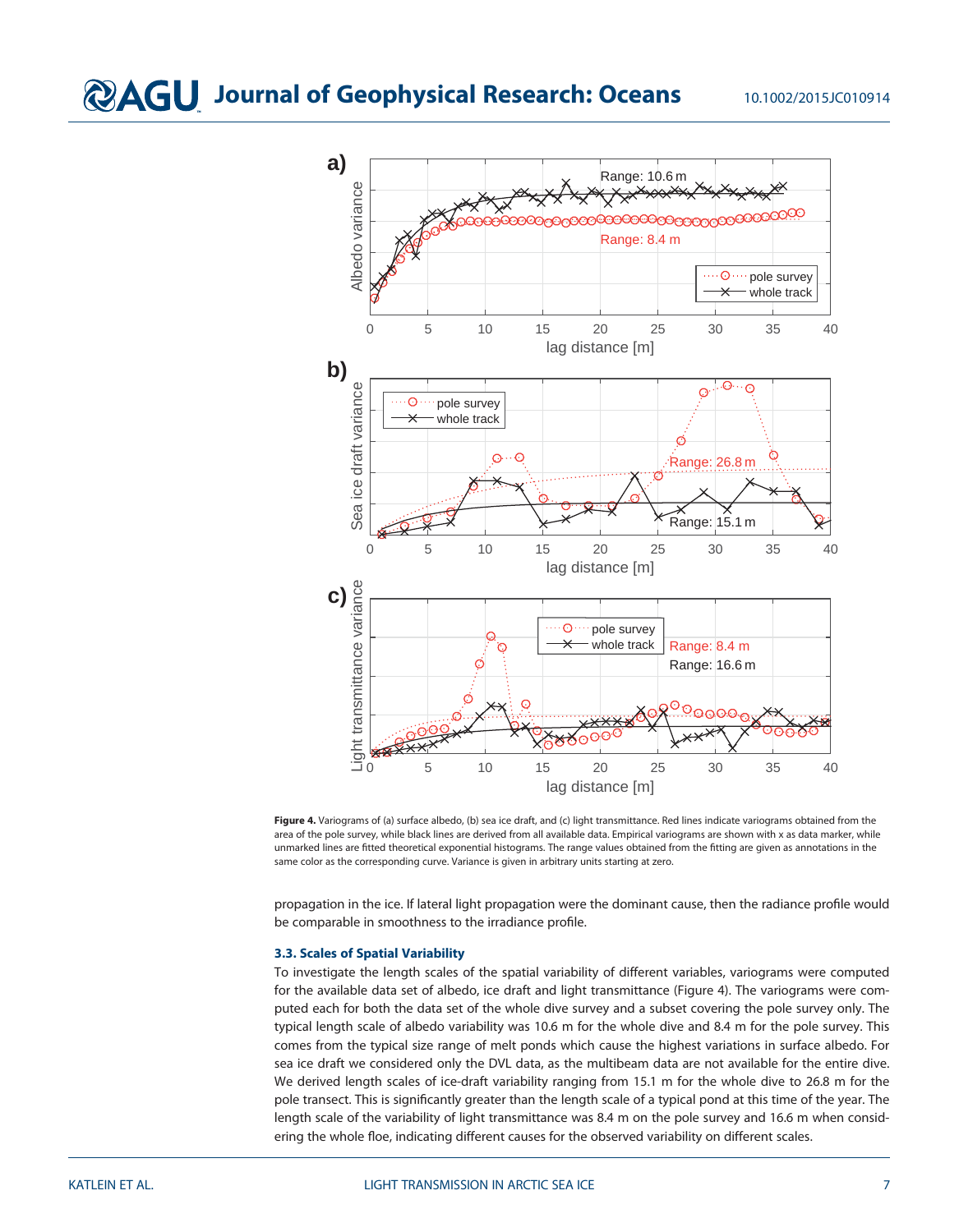**Figure 4.** Variograms of (a) surface albedo, (b) sea ice draft, and (c) light transmittance. Red lines indicate variograms obtained from the area of the pole survey, while black lines are derived from all available data. Empirical variograms are shown with x as data marker, while unmarked lines are fitted theoretical exponential histograms. The range values obtained from the fitting are given as annotations in the same color as the corresponding curve. Variance is given in arbitrary units starting at zero.

propagation in the ice. If lateral light propagation were the dominant cause, then the radiance profile would be comparable in smoothness to the irradiance profile.

### 3.3. Scales of Spatial Variability

To investigate the length scales of the spatial variability of different variables, variograms were computed for the available data set of albedo, ice draft and light transmittance (Figure 4). The variograms were computed each for both the data set of the whole dive survey and a subset covering the pole survey only. The typical length scale of albedo variability was 10.6 m for the whole dive and 8.4 m for the pole survey. This comes from the typical size range of melt ponds which cause the highest variations in surface albedo. For sea ice draft we considered only the DVL data, as the multibeam data are not available for the entire dive. We derived length scales of ice-draft variability ranging from 15.1 m for the whole dive to 26.8 m for the pole transect. This is significantly greater than the length scale of a typical pond at this time of the year. The length scale of the variability of light transmittance was 8.4 m on the pole survey and 16.6 m when considering the whole floe, indicating different causes for the observed variability on different scales.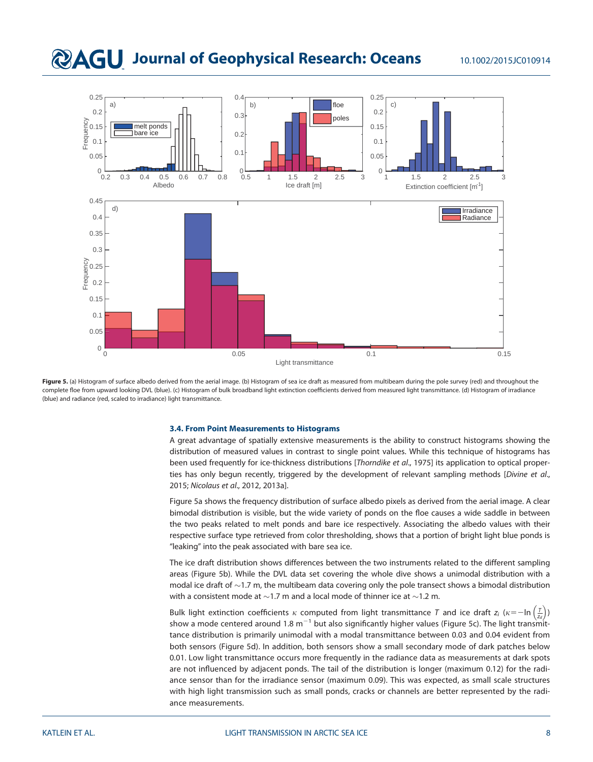**Figure 5.** (a) Histogram of surface albedo derived from the aerial image. (b) Histogram of sea ice draft as measured from multibeam during the pole survey (red) and throughout the complete floe from upward looking DVL (blue). (c) Histogram of bulk broadband light extinction coefficients derived from measured light transmittance. (d) Histogram of irradiance (blue) and radiance (red, scaled to irradiance) light transmittance.

### 3.4. From Point Measurements to Histograms

A great advantage of spatially extensive measurements is the ability to construct histograms showing the distribution of measured values in contrast to single point values. While this technique of histograms has been used frequently for ice-thickness distributions [*Thorndike et al.*, 1975] its application to optical properties has only begun recently, triggered by the development of relevant sampling methods [*Divine et al.*, 2015; *Nicolaus et al.*, 2012, 2013a].

Figure 5a shows the frequency distribution of surface albedo pixels as derived from the aerial image. A clear bimodal distribution is visible, but the wide variety of ponds on the floe causes a wide saddle in between the two peaks related to melt ponds and bare ice respectively. Associating the albedo values with their respective surface type retrieved from color thresholding, shows that a portion of bright light blue ponds is "leaking" into the peak associated with bare sea ice.

The ice draft distribution shows differences between the two instruments related to the different sampling areas (Figure 5b). While the DVL data set covering the whole dive shows a unimodal distribution with a modal ice draft of ~1.7 m, the multibeam data covering only the pole transect shows a bimodal distribution with a consistent mode at ~1.7 m and a local mode of thinner ice at ~1.2 m.

Bulk light extinction coefficients $\kappa$ computed from light transmittance $T$ and ice draft $z_i$ ($\kappa = -\ln\left(\frac{T}{z_d}\right)$) show a mode centered around 1.8 m$^{-1}$ but also significantly higher values (Figure 5c). The light transmittance distribution is primarily unimodal with a modal transmittance between 0.03 and 0.04 evident from both sensors (Figure 5d). In addition, both sensors show a small secondary mode of dark patches below 0.01. Low light transmittance occurs more frequently in the radiance data as measurements at dark spots are not influenced by adjacent ponds. The tail of the distribution is longer (maximum 0.12) for the radiance sensor than for the irradiance sensor (maximum 0.09). This was expected, as small scale structures with high light transmission such as small ponds, cracks or channels are better represented by the radiance measurements.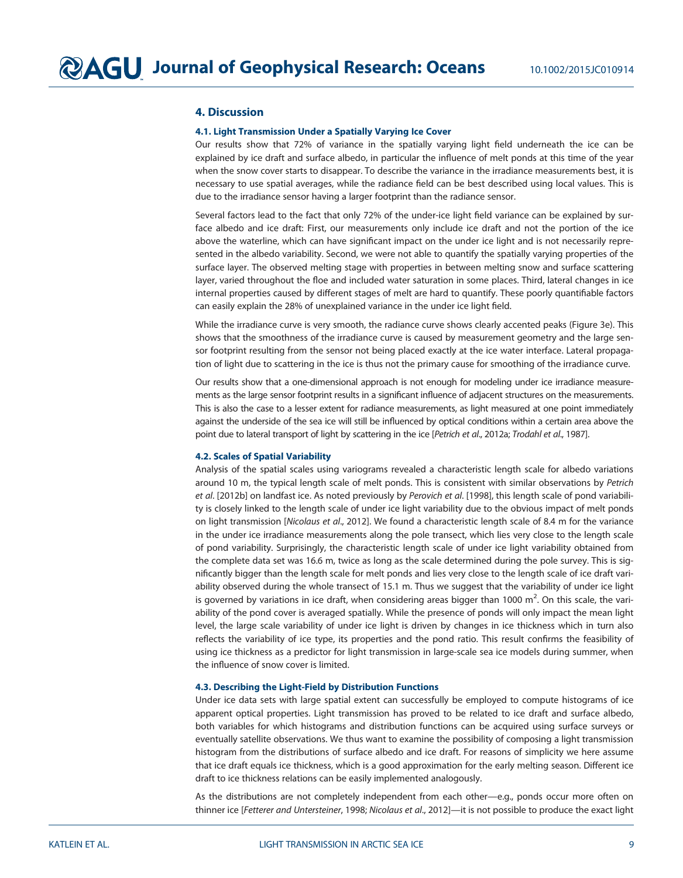## 4. Discussion

### 4.1. Light Transmission Under a Spatially Varying Ice Cover

Our results show that 72% of variance in the spatially varying light field underneath the ice can be explained by ice draft and surface albedo, in particular the influence of melt ponds at this time of the year when the snow cover starts to disappear. To describe the variance in the irradiance measurements best, it is necessary to use spatial averages, while the radiance field can be best described using local values. This is due to the irradiance sensor having a larger footprint than the radiance sensor.

Several factors lead to the fact that only 72% of the under-ice light field variance can be explained by surface albedo and ice draft: First, our measurements only include ice draft and not the portion of the ice above the waterline, which can have significant impact on the under ice light and is not necessarily represented in the albedo variability. Second, we were not able to quantify the spatially varying properties of the surface layer. The observed melting stage with properties in between melting snow and surface scattering layer, varied throughout the floe and included water saturation in some places. Third, lateral changes in ice internal properties caused by different stages of melt are hard to quantify. These poorly quantifiable factors can easily explain the 28% of unexplained variance in the under ice light field.

While the irradiance curve is very smooth, the radiance curve shows clearly accented peaks (Figure 3e). This shows that the smoothness of the irradiance curve is caused by measurement geometry and the large sensor footprint resulting from the sensor not being placed exactly at the ice water interface. Lateral propagation of light due to scattering in the ice is thus not the primary cause for smoothing of the irradiance curve.

Our results show that a one-dimensional approach is not enough for modeling under ice irradiance measurements as the large sensor footprint results in a significant influence of adjacent structures on the measurements. This is also the case to a lesser extent for radiance measurements, as light measured at one point immediately against the underside of the sea ice will still be influenced by optical conditions within a certain area above the point due to lateral transport of light by scattering in the ice [*Petrich et al*., 2012a; *Trodahl et al*., 1987].

### 4.2. Scales of Spatial Variability

Analysis of the spatial scales using variograms revealed a characteristic length scale for albedo variations around 10 m, the typical length scale of melt ponds. This is consistent with similar observations by *Petrich et al*. [2012b] on landfast ice. As noted previously by *Perovich et al*. [1998], this length scale of pond variability is closely linked to the length scale of under ice light variability due to the obvious impact of melt ponds on light transmission [*Nicolaus et al*., 2012]. We found a characteristic length scale of 8.4 m for the variance in the under ice irradiance measurements along the pole transect, which lies very close to the length scale of pond variability. Surprisingly, the characteristic length scale of under ice light variability obtained from the complete data set was 16.6 m, twice as long as the scale determined during the pole survey. This is significantly bigger than the length scale for melt ponds and lies very close to the length scale of ice draft variability observed during the whole transect of 15.1 m. Thus we suggest that the variability of under ice light is governed by variations in ice draft, when considering areas bigger than 1000 m$^2$. On this scale, the variability of the pond cover is averaged spatially. While the presence of ponds will only impact the mean light level, the large scale variability of under ice light is driven by changes in ice thickness which in turn also reflects the variability of ice type, its properties and the pond ratio. This result confirms the feasibility of using ice thickness as a predictor for light transmission in large-scale sea ice models during summer, when the influence of snow cover is limited.

### 4.3. Describing the Light-Field by Distribution Functions

Under ice data sets with large spatial extent can successfully be employed to compute histograms of ice apparent optical properties. Light transmission has proved to be related to ice draft and surface albedo, both variables for which histograms and distribution functions can be acquired using surface surveys or eventually satellite observations. We thus want to examine the possibility of composing a light transmission histogram from the distributions of surface albedo and ice draft. For reasons of simplicity we here assume that ice draft equals ice thickness, which is a good approximation for the early melting season. Different ice draft to ice thickness relations can be easily implemented analogously.

As the distributions are not completely independent from each other—e.g., ponds occur more often on thinner ice [*Fetterer and Untersteiner*, 1998; *Nicolaus et al*., 2012]—it is not possible to produce the exact light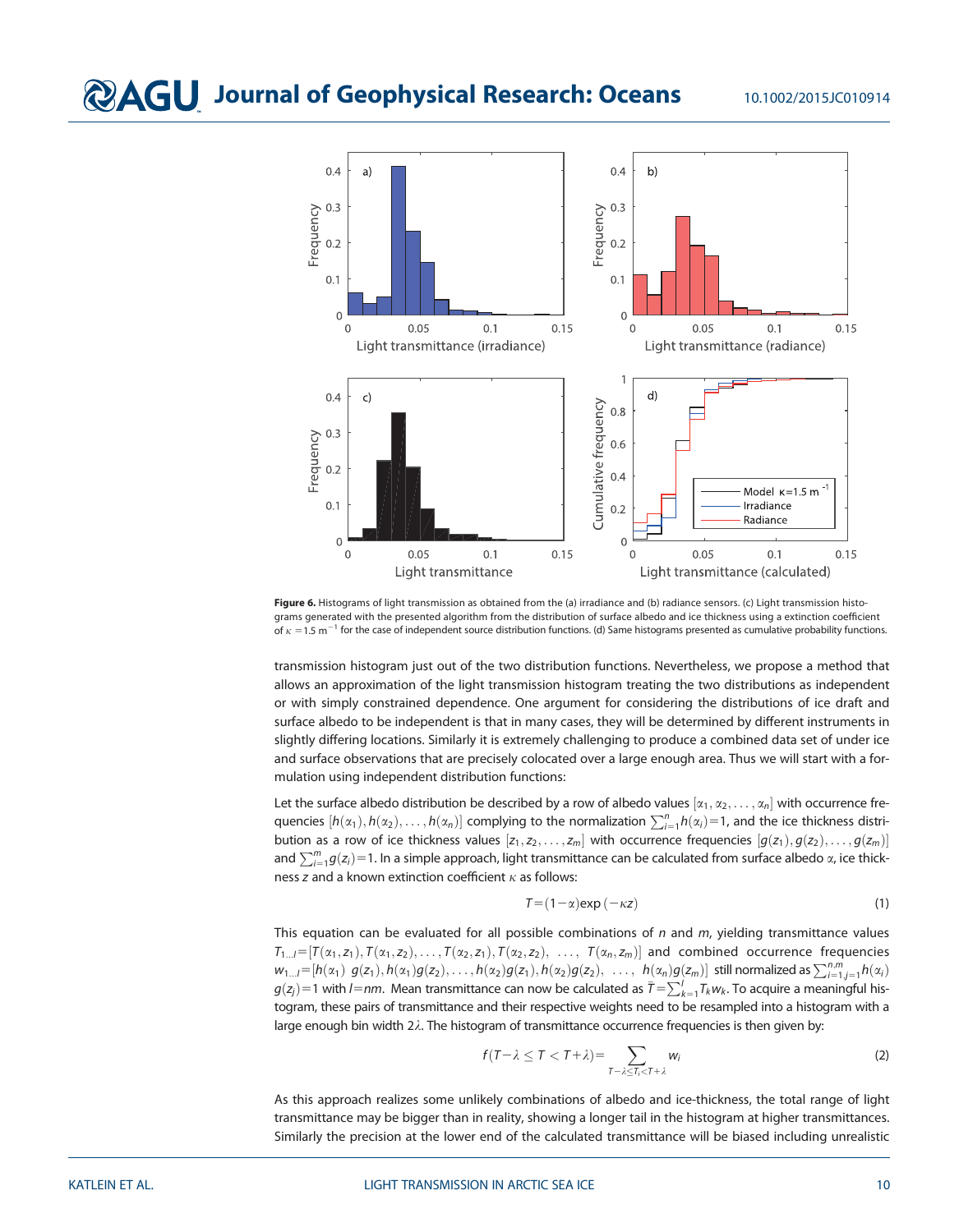Figure 6. Histograms of light transmission as obtained from the (a) irradiance and (b) radiance sensors. (c) Light transmission histograms generated with the presented algorithm from the distribution of surface albedo and ice thickness using a extinction coefficient of $\kappa=1.5\ \mathrm{m}^{-1}$ for the case of independent source distribution functions. (d) Same histograms presented as cumulative probability functions.

transmission histogram just out of the two distribution functions. Nevertheless, we propose a method that allows an approximation of the light transmission histogram treating the two distributions as independent or with simply constrained dependence. One argument for considering the distributions of ice draft and surface albedo to be independent is that in many cases, they will be determined by different instruments in slightly differing locations. Similarly it is extremely challenging to produce a combined data set of under ice and surface observations that are precisely colocated over a large enough area. Thus we will start with a formulation using independent distribution functions:

Let the surface albedo distribution be described by a row of albedo values $[\alpha_1, \alpha_2, \ldots, \alpha_n]$ with occurrence frequencies $[h(\alpha_1), h(\alpha_2), \ldots, h(\alpha_n)]$ complying to the normalization $\sum_{i=1}^{n} h(\alpha_i)=1$, and the ice thickness distribution as a row of ice thickness values $[z_1, z_2, \ldots, z_m]$ with occurrence frequencies $[g(z_1), g(z_2), \ldots, g(z_m)]$ and $\sum_{j=1}^{m} g(z_j)=1$. In a simple approach, light transmittance can be calculated from surface albedo $\alpha$, ice thickness $z$ and a known extinction coefficient $\kappa$ as follows:

$$T=(1-\alpha)\exp(-\kappa z) \tag{1}$$

This equation can be evaluated for all possible combinations of $n$ and $m$, yielding transmittance values $T_{1\ldots l}=[T(\alpha_1,z_1), T(\alpha_1,z_2), \ldots, T(\alpha_2,z_1), T(\alpha_2,z_2), \ \ldots, \ T(\alpha_n,z_m)]$ and combined occurrence frequencies $w_{1\ldots l}=[h(\alpha_1)\ g(z_1), h(\alpha_1)g(z_2), \ldots, h(\alpha_2)g(z_1), h(\alpha_2)g(z_2), \ \ldots, \ h(\alpha_n)g(z_m)]$ still normalized as $\sum_{i=1,j=1}^{n,m} h(\alpha_i) g(z_j)=1$ with $l=nm$. Mean transmittance can now be calculated as $\bar{T}=\sum_{k=1}^{l} T_k w_k$. To acquire a meaningful histogram, these pairs of transmittance and their respective weights need to be resampled into a histogram with a large enough bin width $2\lambda$. The histogram of transmittance occurrence frequencies is then given by:

$$f(T-\lambda \leq T < T+\lambda)=\sum_{T-\lambda \leq T_i < T+\lambda} w_i \tag{2}$$

As this approach realizes some unlikely combinations of albedo and ice-thickness, the total range of light transmittance may be bigger than in reality, showing a longer tail in the histogram at higher transmittances. Similarly the precision at the lower end of the calculated transmittance will be biased including unrealistic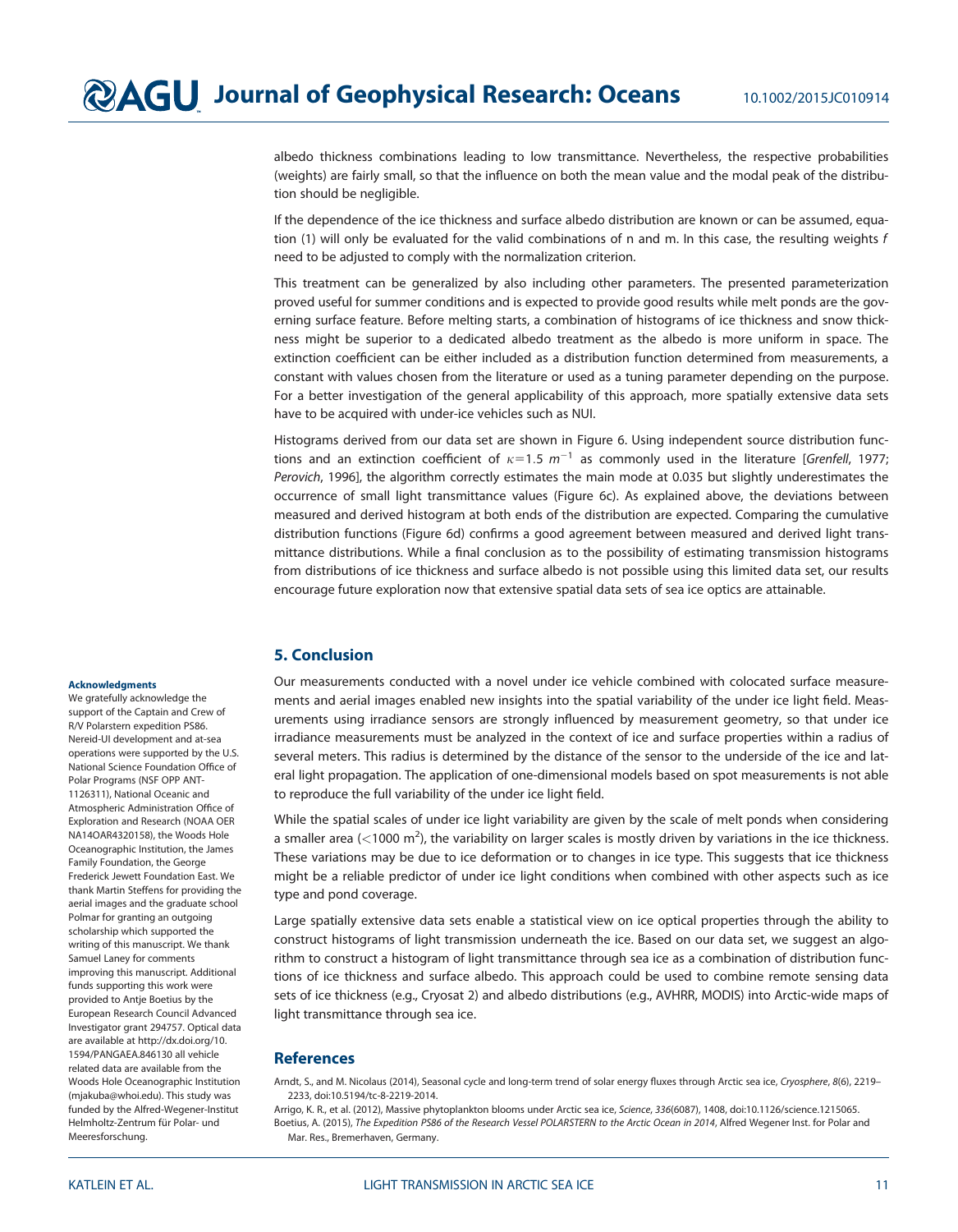albedo thickness combinations leading to low transmittance. Nevertheless, the respective probabilities (weights) are fairly small, so that the influence on both the mean value and the modal peak of the distribution should be negligible.

If the dependence of the ice thickness and surface albedo distribution are known or can be assumed, equation (1) will only be evaluated for the valid combinations of n and m. In this case, the resulting weights $f$ need to be adjusted to comply with the normalization criterion.

This treatment can be generalized by also including other parameters. The presented parameterization proved useful for summer conditions and is expected to provide good results while melt ponds are the governing surface feature. Before melting starts, a combination of histograms of ice thickness and snow thickness might be superior to a dedicated albedo treatment as the albedo is more uniform in space. The extinction coefficient can be either included as a distribution function determined from measurements, a constant with values chosen from the literature or used as a tuning parameter depending on the purpose. For a better investigation of the general applicability of this approach, more spatially extensive data sets have to be acquired with under-ice vehicles such as NUI.

Histograms derived from our data set are shown in Figure 6. Using independent source distribution functions and an extinction coefficient of $\kappa=1.5\ m^{-1}$ as commonly used in the literature [*Grenfell*, 1977; *Perovich*, 1996], the algorithm correctly estimates the main mode at 0.035 but slightly underestimates the occurrence of small light transmittance values (Figure 6c). As explained above, the deviations between measured and derived histogram at both ends of the distribution are expected. Comparing the cumulative distribution functions (Figure 6d) confirms a good agreement between measured and derived light transmittance distributions. While a final conclusion as to the possibility of estimating transmission histograms from distributions of ice thickness and surface albedo is not possible using this limited data set, our results encourage future exploration now that extensive spatial data sets of sea ice optics are attainable.

## 5. Conclusion

Our measurements conducted with a novel under ice vehicle combined with colocated surface measurements and aerial images enabled new insights into the spatial variability of the under ice light field. Measurements using irradiance sensors are strongly influenced by measurement geometry, so that under ice irradiance measurements must be analyzed in the context of ice and surface properties within a radius of several meters. This radius is determined by the distance of the sensor to the underside of the ice and lateral light propagation. The application of one-dimensional models based on spot measurements is not able to reproduce the full variability of the under ice light field.

While the spatial scales of under ice light variability are given by the scale of melt ponds when considering a smaller area ($<$1000 $m^2$), the variability on larger scales is mostly driven by variations in the ice thickness. These variations may be due to ice deformation or to changes in ice type. This suggests that ice thickness might be a reliable predictor of under ice light conditions when combined with other aspects such as ice type and pond coverage.

Large spatially extensive data sets enable a statistical view on ice optical properties through the ability to construct histograms of light transmission underneath the ice. Based on our data set, we suggest an algorithm to construct a histogram of light transmittance through sea ice as a combination of distribution functions of ice thickness and surface albedo. This approach could be used to combine remote sensing data sets of ice thickness (e.g., Cryosat 2) and albedo distributions (e.g., AVHRR, MODIS) into Arctic-wide maps of light transmittance through sea ice.

#### Acknowledgments

We gratefully acknowledge the support of the Captain and Crew of R/V Polarstern expedition PS86. Nereid-UI development and at-sea operations were supported by the U.S. National Science Foundation Office of Polar Programs (NSF OPP ANT-1126311), National Oceanic and Atmospheric Administration Office of Exploration and Research (NOAA OER NA14OAR4320158), the Woods Hole Oceanographic Institution, the James Family Foundation, the George Frederick Jewett Foundation East. We thank Martin Steffens for providing the aerial images and the graduate school Polmar for granting an outgoing scholarship which supported the writing of this manuscript. We thank Samuel Laney for comments improving this manuscript. Additional funds supporting this work were provided to Antje Boetius by the European Research Council Advanced Investigator grant 294757. Optical data are available at http://dx.doi.org/10.1594/PANGAEA.846130 all vehicle related data are available from the Woods Hole Oceanographic Institution (mjakuba@whoi.edu). This study was funded by the Alfred-Wegener-Institut Helmholtz-Zentrum für Polar- und Meeresforschung.

## References

Arndt, S., and M. Nicolaus (2014), Seasonal cycle and long-term trend of solar energy fluxes through Arctic sea ice, *Cryosphere*, *8*(6), 2219–2233, doi:10.5194/tc-8-2219-2014.

Arrigo, K. R., et al. (2012), Massive phytoplankton blooms under Arctic sea ice, *Science*, *336*(6087), 1408, doi:10.1126/science.1215065.

Boetius, A. (2015), *The Expedition PS86 of the Research Vessel POLARSTERN to the Arctic Ocean in 2014*, Alfred Wegener Inst. for Polar and Mar. Res., Bremerhaven, Germany.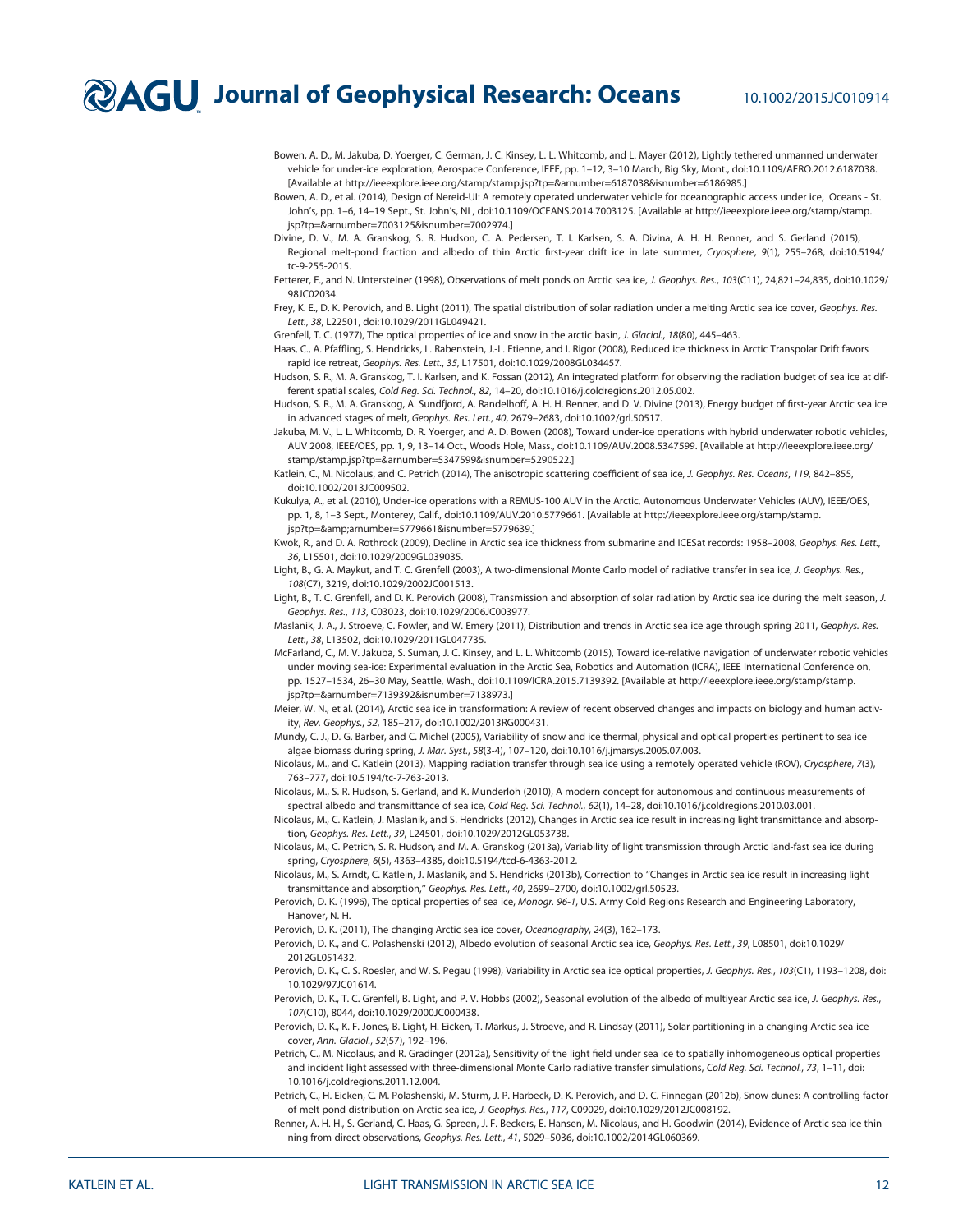Bowen, A. D., M. Jakuba, D. Yoerger, C. German, J. C. Kinsey, L. L. Whitcomb, and L. Mayer (2012), Lightly tethered unmanned underwater vehicle for under-ice exploration, Aerospace Conference, IEEE, pp. 1–12, 3–10 March, Big Sky, Mont., doi:10.1109/AERO.2012.6187038. [Available at http://ieeexplore.ieee.org/stamp/stamp.jsp?tp=&arnumber=6187038&isnumber=6186985.]

Bowen, A. D., et al. (2014), Design of Nereid-UI: A remotely operated underwater vehicle for oceanographic access under ice, Oceans - St. John's, pp. 1–6, 14–19 Sept., St. John's, NL, doi:10.1109/OCEANS.2014.7003125. [Available at http://ieeexplore.ieee.org/stamp/stamp.jsp?tp=&arnumber=7003125&isnumber=7002974.]

Divine, D. V., M. A. Granskog, S. R. Hudson, C. A. Pedersen, T. I. Karlsen, S. A. Divina, A. H. H. Renner, and S. Gerland (2015), Regional melt-pond fraction and albedo of thin Arctic first-year drift ice in late summer, *Cryosphere*, *9*(1), 255–268, doi:10.5194/tc-9-255-2015.

Fetterer, F., and N. Untersteiner (1998), Observations of melt ponds on Arctic sea ice, *J. Geophys. Res.*, *103*(C11), 24,821–24,835, doi:10.1029/98JC02034.

Frey, K. E., D. K. Perovich, and B. Light (2011), The spatial distribution of solar radiation under a melting Arctic sea ice cover, *Geophys. Res. Lett.*, *38*, L22501, doi:10.1029/2011GL049421.

Grenfell, T. C. (1977), The optical properties of ice and snow in the arctic basin, *J. Glaciol.*, *18*(80), 445–463.

Haas, C., A. Pfaffling, S. Hendricks, L. Rabenstein, J.-L. Etienne, and I. Rigor (2008), Reduced ice thickness in Arctic Transpolar Drift favors rapid ice retreat, *Geophys. Res. Lett.*, *35*, L17501, doi:10.1029/2008GL034457.

Hudson, S. R., M. A. Granskog, T. I. Karlsen, and K. Fossan (2012), An integrated platform for observing the radiation budget of sea ice at different spatial scales, *Cold Reg. Sci. Technol.*, *82*, 14–20, doi:10.1016/j.coldregions.2012.05.002.

Hudson, S. R., M. A. Granskog, A. Sundfjord, A. Randelhoff, A. H. H. Renner, and D. V. Divine (2013), Energy budget of first-year Arctic sea ice in advanced stages of melt, *Geophys. Res. Lett.*, *40*, 2679–2683, doi:10.1002/grl.50517.

Jakuba, M. V., L. L. Whitcomb, D. R. Yoerger, and A. D. Bowen (2008), Toward under-ice operations with hybrid underwater robotic vehicles, AUV 2008, IEEE/OES, pp. 1, 9, 13–14 Oct., Woods Hole, Mass., doi:10.1109/AUV.2008.5347599. [Available at http://ieeexplore.ieee.org/stamp/stamp.jsp?tp=&arnumber=5347599&isnumber=5290522.]

Katlein, C., M. Nicolaus, and C. Petrich (2014), The anisotropic scattering coefficient of sea ice, *J. Geophys. Res. Oceans*, *119*, 842–855, doi:10.1002/2013JC009502.

Kukulya, A., et al. (2010), Under-ice operations with a REMUS-100 AUV in the Arctic, Autonomous Underwater Vehicles (AUV), IEEE/OES, pp. 1, 8, 1–3 Sept., Monterey, Calif., doi:10.1109/AUV.2010.5779661. [Available at http://ieeexplore.ieee.org/stamp/stamp.jsp?tp=&amp;arnumber=5779661&isnumber=5779639.]

Kwok, R., and D. A. Rothrock (2009), Decline in Arctic sea ice thickness from submarine and ICESat records: 1958–2008, *Geophys. Res. Lett.*, *36*, L15501, doi:10.1029/2009GL039035.

Light, B., G. A. Maykut, and T. C. Grenfell (2003), A two-dimensional Monte Carlo model of radiative transfer in sea ice, *J. Geophys. Res.*, *108*(C7), 3219, doi:10.1029/2002JC001513.

Light, B., T. C. Grenfell, and D. K. Perovich (2008), Transmission and absorption of solar radiation by Arctic sea ice during the melt season, *J. Geophys. Res.*, *113*, C03023, doi:10.1029/2006JC003977.

Maslanik, J. A., J. Stroeve, C. Fowler, and W. Emery (2011), Distribution and trends in Arctic sea ice age through spring 2011, *Geophys. Res. Lett.*, *38*, L13502, doi:10.1029/2011GL047735.

McFarland, C., M. V. Jakuba, S. Suman, J. C. Kinsey, and L. L. Whitcomb (2015), Toward ice-relative navigation of underwater robotic vehicles under moving sea-ice: Experimental evaluation in the Arctic Sea, Robotics and Automation (ICRA), IEEE International Conference on, pp. 1527–1534, 26–30 May, Seattle, Wash., doi:10.1109/ICRA.2015.7139392. [Available at http://ieeexplore.ieee.org/stamp/stamp.jsp?tp=&arnumber=7139392&isnumber=7138973.]

Meier, W. N., et al. (2014), Arctic sea ice in transformation: A review of recent observed changes and impacts on biology and human activity, *Rev. Geophys.*, *52*, 185–217, doi:10.1002/2013RG000431.

Mundy, C. J., D. G. Barber, and C. Michel (2005), Variability of snow and ice thermal, physical and optical properties pertinent to sea ice algae biomass during spring, *J. Mar. Syst.*, *58*(3-4), 107–120, doi:10.1016/j.jmarsys.2005.07.003.

Nicolaus, M., and C. Katlein (2013), Mapping radiation transfer through sea ice using a remotely operated vehicle (ROV), *Cryosphere*, *7*(3), 763–777, doi:10.5194/tc-7-763-2013.

Nicolaus, M., S. R. Hudson, S. Gerland, and K. Munderloh (2010), A modern concept for autonomous and continuous measurements of spectral albedo and transmittance of sea ice, *Cold Reg. Sci. Technol.*, *62*(1), 14–28, doi:10.1016/j.coldregions.2010.03.001.

Nicolaus, M., C. Katlein, J. Maslanik, and S. Hendricks (2012), Changes in Arctic sea ice result in increasing light transmittance and absorption, *Geophys. Res. Lett.*, *39*, L24501, doi:10.1029/2012GL053738.

Nicolaus, M., C. Petrich, S. R. Hudson, and M. A. Granskog (2013a), Variability of light transmission through Arctic land-fast sea ice during spring, *Cryosphere*, *6*(5), 4363–4385, doi:10.5194/tcd-6-4363-2012.

Nicolaus, M., S. Arndt, C. Katlein, J. Maslanik, and S. Hendricks (2013b), Correction to "Changes in Arctic sea ice result in increasing light transmittance and absorption," *Geophys. Res. Lett.*, *40*, 2699–2700, doi:10.1002/grl.50523.

Perovich, D. K. (1996), The optical properties of sea ice, *Monogr. 96-1*, U.S. Army Cold Regions Research and Engineering Laboratory, Hanover, N. H.

Perovich, D. K. (2011), The changing Arctic sea ice cover, *Oceanography*, *24*(3), 162–173.

Perovich, D. K., and C. Polashenski (2012), Albedo evolution of seasonal Arctic sea ice, *Geophys. Res. Lett.*, *39*, L08501, doi:10.1029/2012GL051432.

Perovich, D. K., C. S. Roesler, and W. S. Pegau (1998), Variability in Arctic sea ice optical properties, *J. Geophys. Res.*, *103*(C1), 1193–1208, doi:10.1029/97JC01614.

Perovich, D. K., T. C. Grenfell, B. Light, and P. V. Hobbs (2002), Seasonal evolution of the albedo of multiyear Arctic sea ice, *J. Geophys. Res.*, *107*(C10), 8044, doi:10.1029/2000JC000438.

Perovich, D. K., K. F. Jones, B. Light, H. Eicken, T. Markus, J. Stroeve, and R. Lindsay (2011), Solar partitioning in a changing Arctic sea-ice cover, *Ann. Glaciol.*, *52*(57), 192–196.

Petrich, C., M. Nicolaus, and R. Gradinger (2012a), Sensitivity of the light field under sea ice to spatially inhomogeneous optical properties and incident light assessed with three-dimensional Monte Carlo radiative transfer simulations, *Cold Reg. Sci. Technol.*, *73*, 1–11, doi:10.1016/j.coldregions.2011.12.004.

Petrich, C., H. Eicken, C. M. Polashenski, M. Sturm, J. P. Harbeck, D. K. Perovich, and D. C. Finnegan (2012b), Snow dunes: A controlling factor of melt pond distribution on Arctic sea ice, *J. Geophys. Res.*, *117*, C09029, doi:10.1029/2012JC008192.

Renner, A. H. H., S. Gerland, C. Haas, G. Spreen, J. F. Beckers, E. Hansen, M. Nicolaus, and H. Goodwin (2014), Evidence of Arctic sea ice thinning from direct observations, *Geophys. Res. Lett.*, *41*, 5029–5036, doi:10.1002/2014GL060369.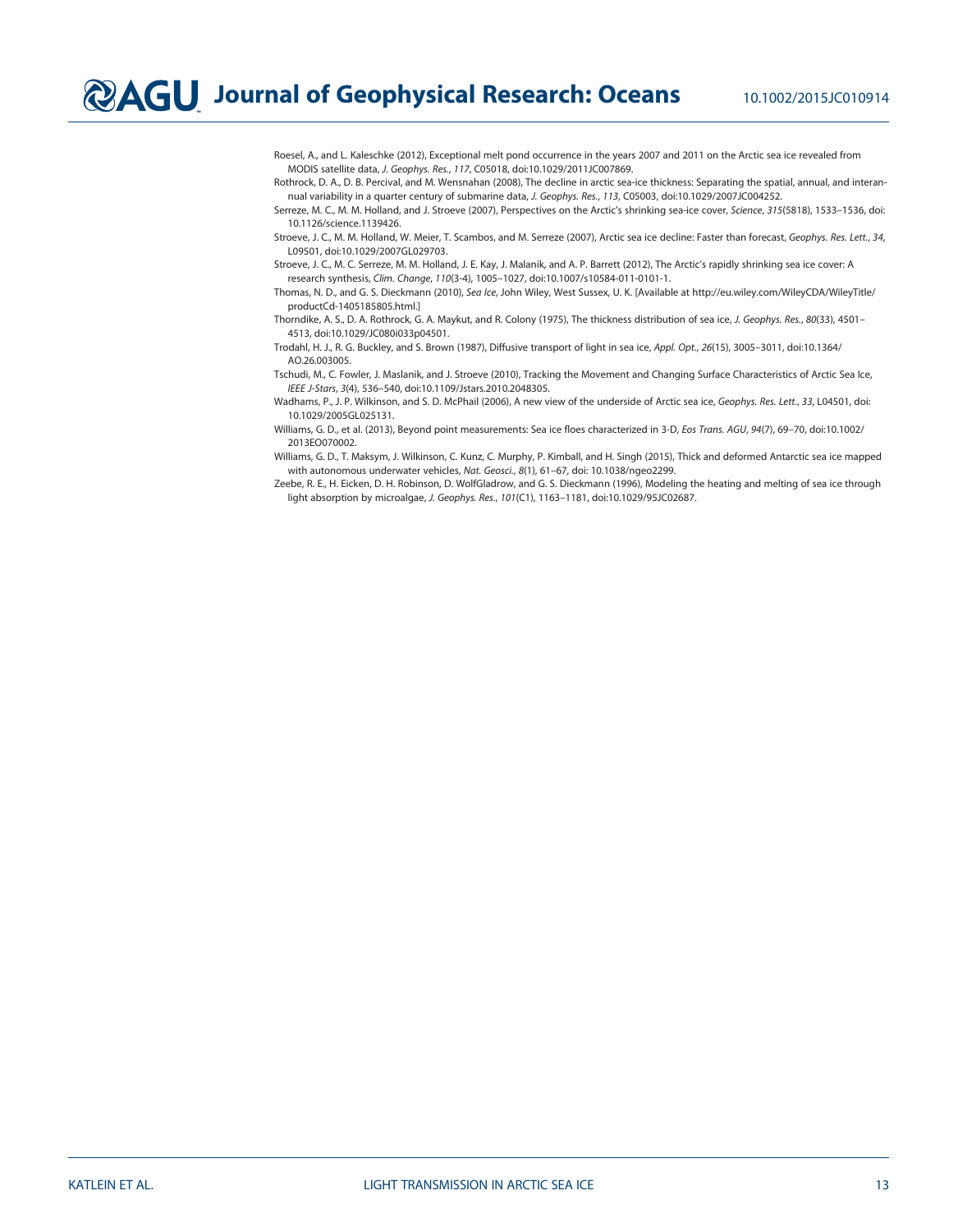Roesel, A., and L. Kaleschke (2012), Exceptional melt pond occurrence in the years 2007 and 2011 on the Arctic sea ice revealed from MODIS satellite data, *J. Geophys. Res.*, *117*, C05018, doi:10.1029/2011JC007869.

Rothrock, D. A., D. B. Percival, and M. Wensnahan (2008), The decline in arctic sea-ice thickness: Separating the spatial, annual, and interannual variability in a quarter century of submarine data, *J. Geophys. Res.*, *113*, C05003, doi:10.1029/2007JC004252.

Serreze, M. C., M. M. Holland, and J. Stroeve (2007), Perspectives on the Arctic's shrinking sea-ice cover, *Science*, *315*(5818), 1533–1536, doi:10.1126/science.1139426.

Stroeve, J. C., M. M. Holland, W. Meier, T. Scambos, and M. Serreze (2007), Arctic sea ice decline: Faster than forecast, *Geophys. Res. Lett.*, *34*, L09501, doi:10.1029/2007GL029703.

Stroeve, J. C., M. C. Serreze, M. M. Holland, J. E. Kay, J. Malanik, and A. P. Barrett (2012), The Arctic's rapidly shrinking sea ice cover: A research synthesis, *Clim. Change*, *110*(3-4), 1005–1027, doi:10.1007/s10584-011-0101-1.

Thomas, N. D., and G. S. Dieckmann (2010), *Sea Ice*, John Wiley, West Sussex, U. K. [Available at http://eu.wiley.com/WileyCDA/WileyTitle/productCd-1405185805.html.]

Thorndike, A. S., D. A. Rothrock, G. A. Maykut, and R. Colony (1975), The thickness distribution of sea ice, *J. Geophys. Res.*, *80*(33), 4501–4513, doi:10.1029/JC080i033p04501.

Trodahl, H. J., R. G. Buckley, and S. Brown (1987), Diffusive transport of light in sea ice, *Appl. Opt.*, *26*(15), 3005–3011, doi:10.1364/AO.26.003005.

Tschudi, M., C. Fowler, J. Maslanik, and J. Stroeve (2010), Tracking the Movement and Changing Surface Characteristics of Arctic Sea Ice, *IEEE J-Stars*, *3*(4), 536–540, doi:10.1109/Jstars.2010.2048305.

Wadhams, P., J. P. Wilkinson, and S. D. McPhail (2006), A new view of the underside of Arctic sea ice, *Geophys. Res. Lett.*, *33*, L04501, doi:10.1029/2005GL025131.

Williams, G. D., et al. (2013), Beyond point measurements: Sea ice floes characterized in 3-D, *Eos Trans. AGU*, *94*(7), 69–70, doi:10.1002/2013EO070002.

Williams, G. D., T. Maksym, J. Wilkinson, C. Kunz, C. Murphy, P. Kimball, and H. Singh (2015), Thick and deformed Antarctic sea ice mapped with autonomous underwater vehicles, *Nat. Geosci.*, *8*(1), 61–67, doi: 10.1038/ngeo2299.

Zeebe, R. E., H. Eicken, D. H. Robinson, D. WolfGladrow, and G. S. Dieckmann (1996), Modeling the heating and melting of sea ice through light absorption by microalgae, *J. Geophys. Res.*, *101*(C1), 1163–1181, doi:10.1029/95JC02687.